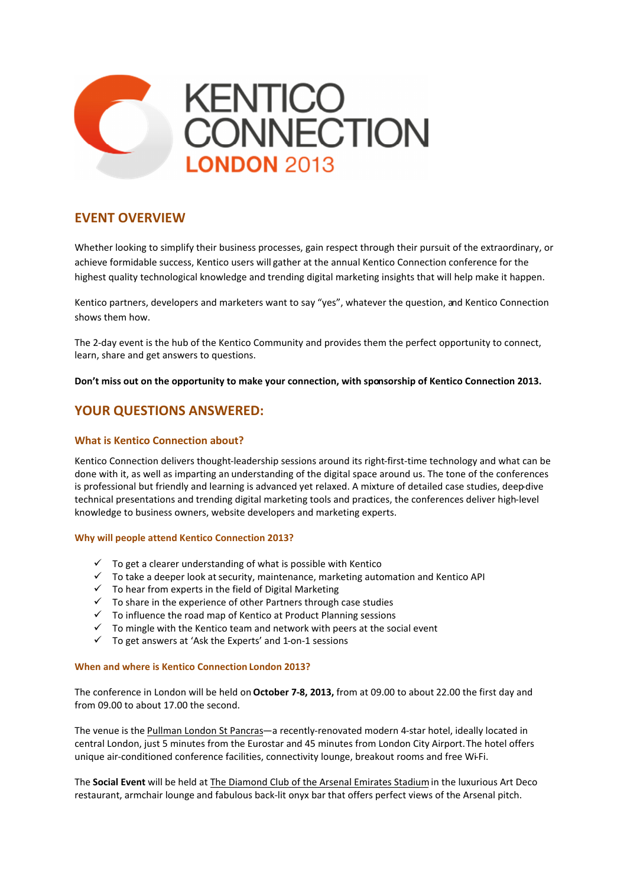KENTICO CONNECTION LONDON 2013

## EVENT OVERVIEW

Whether looking to simplify their business processes, gain respect through their pursuit of the extraordinary, or achieve formidable success, Kentico users will gather at the annual Kentico Connection conference for the highest quality technological knowledge and trending digital marketing insights that will help make it happen.

Kentico partners, developers and marketers want to say "yes", whatever the question, and Kentico Connection shows them how.

The 2-day event is the hub of the Kentico Community and provides them the perfect opportunity to connect, learn, share and get answers to questions.

**Don't miss out on the opportunity to make your connection, with sponsorship of Kentico Connection 2013.**

## YOUR QUESTIONS ANSWERED:

### What is Kentico Connection about?

Kentico Connection delivers thought-leadership sessions around its right-first-time technology and what can be done with it, as well as imparting an understanding of the digital space around us. The tone of the conferences is professional but friendly and learning is advanced yet relaxed. A mixture of detailed case studies, deep-dive technical presentations and trending digital marketing tools and practices, the conferences deliver high-level knowledge to business owners, website developers and marketing experts.

#### Why will people attend Kentico Connection 2013?

- ✓ To get a clearer understanding of what is possible with Kentico
- ✓ To take a deeper look at security, maintenance, marketing automation and Kentico API
- ✓ To hear from experts in the field of Digital Marketing
- ✓ To share in the experience of other Partners through case studies
- ✓ To influence the road map of Kentico at Product Planning sessions
- ✓ To mingle with the Kentico team and network with peers at the social event
- ✓ To get answers at 'Ask the Experts' and 1-on-1 sessions

#### When and where is Kentico Connection London 2013?

The conference in London will be held on **October 7-8, 2013,** from at 09.00 to about 22.00 the first day and from 09.00 to about 17.00 the second.

The venue is the Pullman London St Pancras—a recently-renovated modern 4-star hotel, ideally located in central London, just 5 minutes from the Eurostar and 45 minutes from London City Airport. The hotel offers unique air-conditioned conference facilities, connectivity lounge, breakout rooms and free Wi-Fi.

The **Social Event** will be held at The Diamond Club of the Arsenal Emirates Stadium in the luxurious Art Deco restaurant, armchair lounge and fabulous back-lit onyx bar that offers perfect views of the Arsenal pitch.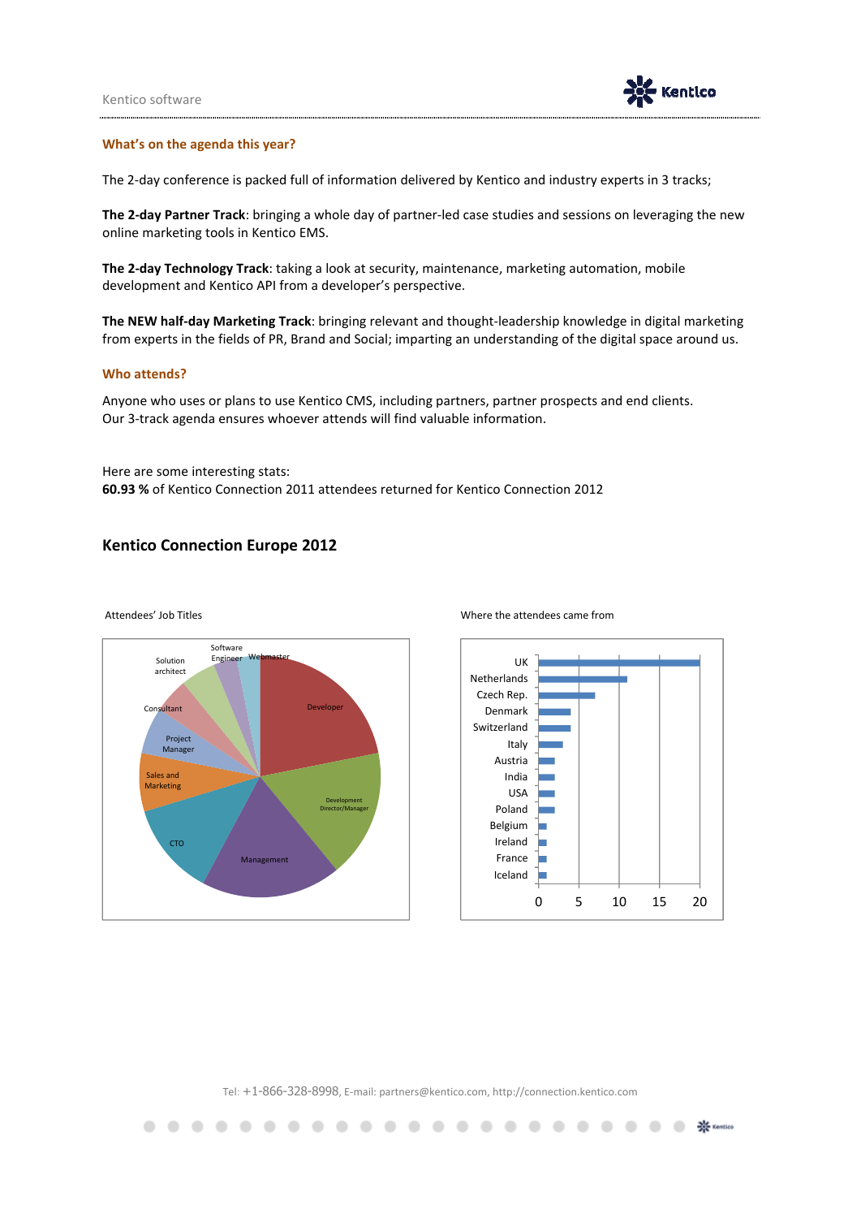### What's on the agenda this year?

The 2-day conference is packed full of information delivered by Kentico and industry experts in 3 tracks;

**The 2-day Partner Track**: bringing a whole day of partner-led case studies and sessions on leveraging the new online marketing tools in Kentico EMS.

**The 2-day Technology Track**: taking a look at security, maintenance, marketing automation, mobile development and Kentico API from a developer's perspective.

**The NEW half-day Marketing Track**: bringing relevant and thought-leadership knowledge in digital marketing from experts in the fields of PR, Brand and Social; imparting an understanding of the digital space around us.

### Who attends?

Anyone who uses or plans to use Kentico CMS, including partners, partner prospects and end clients.
Our 3-track agenda ensures whoever attends will find valuable information.

Here are some interesting stats:
**60.93 %** of Kentico Connection 2011 attendees returned for Kentico Connection 2012

## Kentico Connection Europe 2012

Attendees' Job Titles

Developer, Development Director/Manager, Management, CTO, Sales and Marketing, Project Manager, Consultant, Solution architect, Software Engineer, Webmaster

Where the attendees came from

UK, Netherlands, Czech Rep., Denmark, Switzerland, Italy, Austria, India, USA, Poland, Belgium, Ireland, France, Iceland

0 5 10 15 20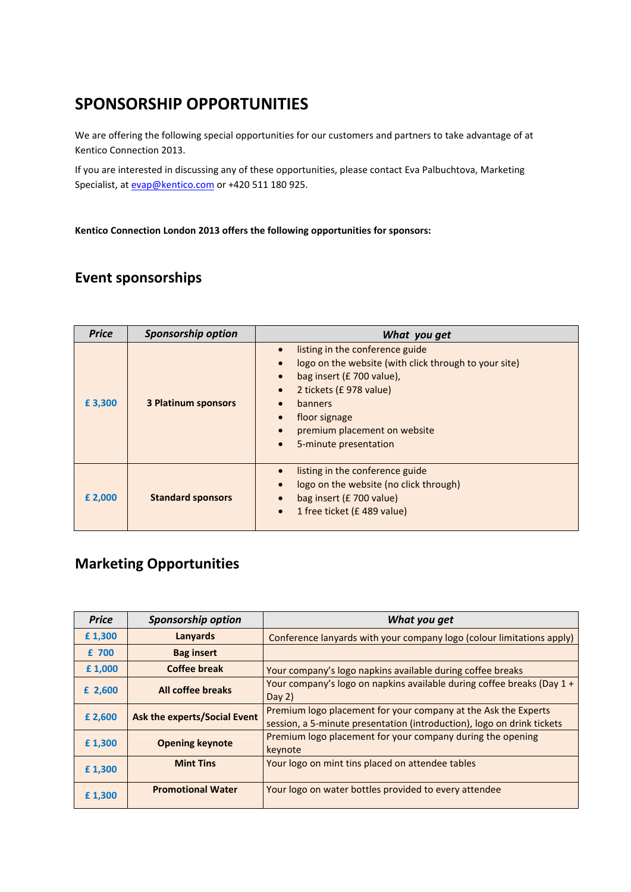# SPONSORSHIP OPPORTUNITIES

We are offering the following special opportunities for our customers and partners to take advantage of at Kentico Connection 2013.

If you are interested in discussing any of these opportunities, please contact Eva Palbuchtova, Marketing Specialist, at evap@kentico.com or +420 511 180 925.

**Kentico Connection London 2013 offers the following opportunities for sponsors:**

## Event sponsorships

| *Price* | *Sponsorship option* | *What you get* |
|---|---|---|
| £ 3,300 | **3 Platinum sponsors** | • listing in the conference guide<br>• logo on the website (with click through to your site)<br>• bag insert (£ 700 value),<br>• 2 tickets (£ 978 value)<br>• banners<br>• floor signage<br>• premium placement on website<br>• 5-minute presentation |
| £ 2,000 | **Standard sponsors** | • listing in the conference guide<br>• logo on the website (no click through)<br>• bag insert (£ 700 value)<br>• 1 free ticket (£ 489 value) |

## Marketing Opportunities

| *Price* | *Sponsorship option* | *What you get* |
|---|---|---|
| £ 1,300 | **Lanyards** | Conference lanyards with your company logo (colour limitations apply) |
| £ 700 | **Bag insert** | |
| £ 1,000 | **Coffee break** | Your company's logo napkins available during coffee breaks |
| £ 2,600 | **All coffee breaks** | Your company's logo on napkins available during coffee breaks (Day 1 + Day 2) |
| £ 2,600 | **Ask the experts/Social Event** | Premium logo placement for your company at the Ask the Experts session, a 5-minute presentation (introduction), logo on drink tickets |
| £ 1,300 | **Opening keynote** | Premium logo placement for your company during the opening keynote |
| £ 1,300 | **Mint Tins** | Your logo on mint tins placed on attendee tables |
| £ 1,300 | **Promotional Water** | Your logo on water bottles provided to every attendee |